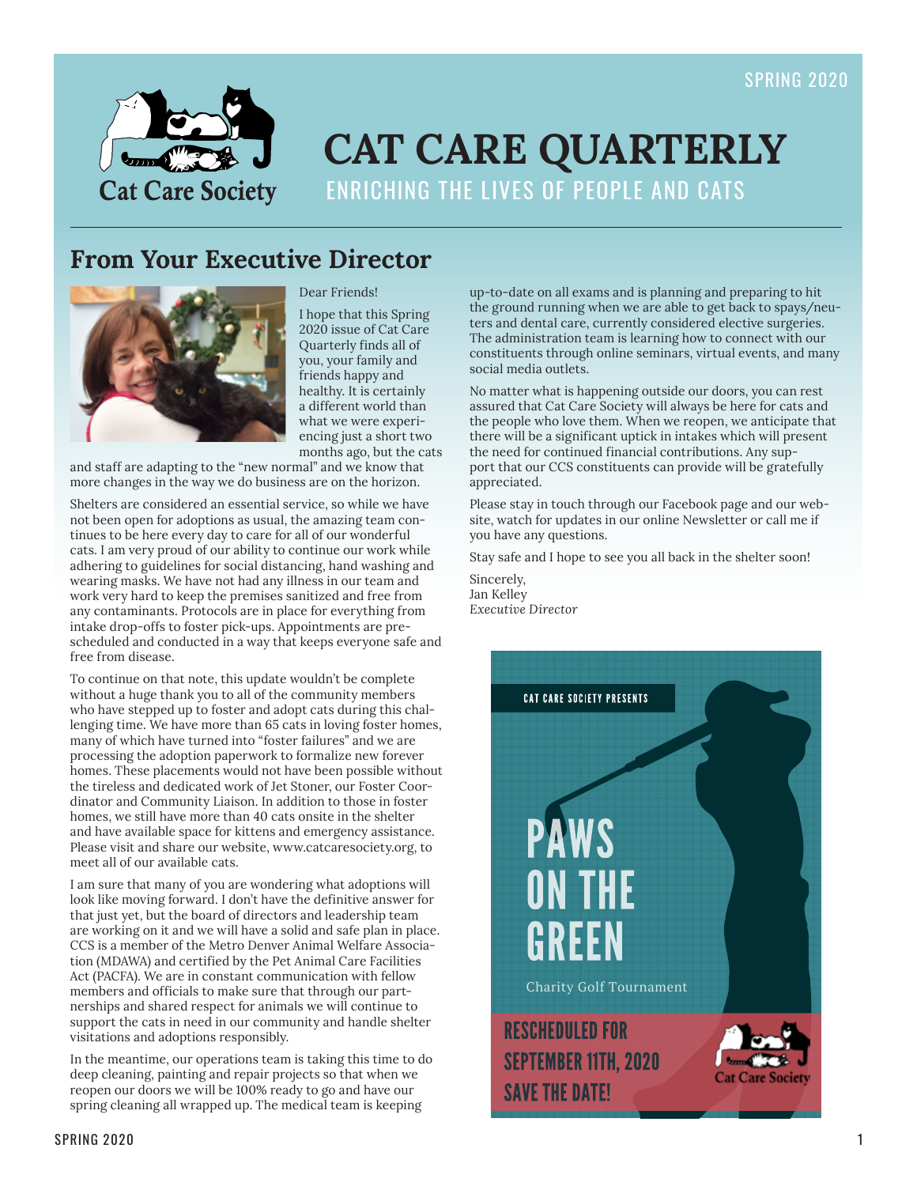SPRING 2020

# CAT CARE QUARTERLY

ENRICHING THE LIVES OF PEOPLE AND CATS

## From Your Executive Director

Dear Friends!

I hope that this Spring 2020 issue of Cat Care Quarterly finds all of you, your family and friends happy and healthy. It is certainly a different world than what we were experiencing just a short two months ago, but the cats and staff are adapting to the "new normal" and we know that more changes in the way we do business are on the horizon.

Shelters are considered an essential service, so while we have not been open for adoptions as usual, the amazing team continues to be here every day to care for all of our wonderful cats. I am very proud of our ability to continue our work while adhering to guidelines for social distancing, hand washing and wearing masks. We have not had any illness in our team and work very hard to keep the premises sanitized and free from any contaminants. Protocols are in place for everything from intake drop-offs to foster pick-ups. Appointments are pre-scheduled and conducted in a way that keeps everyone safe and free from disease.

To continue on that note, this update wouldn't be complete without a huge thank you to all of the community members who have stepped up to foster and adopt cats during this challenging time. We have more than 65 cats in loving foster homes, many of which have turned into "foster failures" and we are processing the adoption paperwork to formalize new forever homes. These placements would not have been possible without the tireless and dedicated work of Jet Stoner, our Foster Coordinator and Community Liaison. In addition to those in foster homes, we still have more than 40 cats onsite in the shelter and have available space for kittens and emergency assistance. Please visit and share our website, www.catcaresociety.org, to meet all of our available cats.

I am sure that many of you are wondering what adoptions will look like moving forward. I don't have the definitive answer for that just yet, but the board of directors and leadership team are working on it and we will have a solid and safe plan in place. CCS is a member of the Metro Denver Animal Welfare Association (MDAWA) and certified by the Pet Animal Care Facilities Act (PACFA). We are in constant communication with fellow members and officials to make sure that through our partnerships and shared respect for animals we will continue to support the cats in need in our community and handle shelter visitations and adoptions responsibly.

In the meantime, our operations team is taking this time to do deep cleaning, painting and repair projects so that when we reopen our doors we will be 100% ready to go and have our spring cleaning all wrapped up. The medical team is keeping up-to-date on all exams and is planning and preparing to hit the ground running when we are able to get back to spays/neuters and dental care, currently considered elective surgeries. The administration team is learning how to connect with our constituents through online seminars, virtual events, and many social media outlets.

No matter what is happening outside our doors, you can rest assured that Cat Care Society will always be here for cats and the people who love them. When we reopen, we anticipate that there will be a significant uptick in intakes which will present the need for continued financial contributions. Any support that our CCS constituents can provide will be gratefully appreciated.

Please stay in touch through our Facebook page and our website, watch for updates in our online Newsletter or call me if you have any questions.

Stay safe and I hope to see you all back in the shelter soon!

Sincerely,
Jan Kelley
*Executive Director*

CAT CARE SOCIETY PRESENTS

**PAWS ON THE GREEN**

Charity Golf Tournament

**RESCHEDULED FOR SEPTEMBER 11TH, 2020 SAVE THE DATE!**

Cat Care Society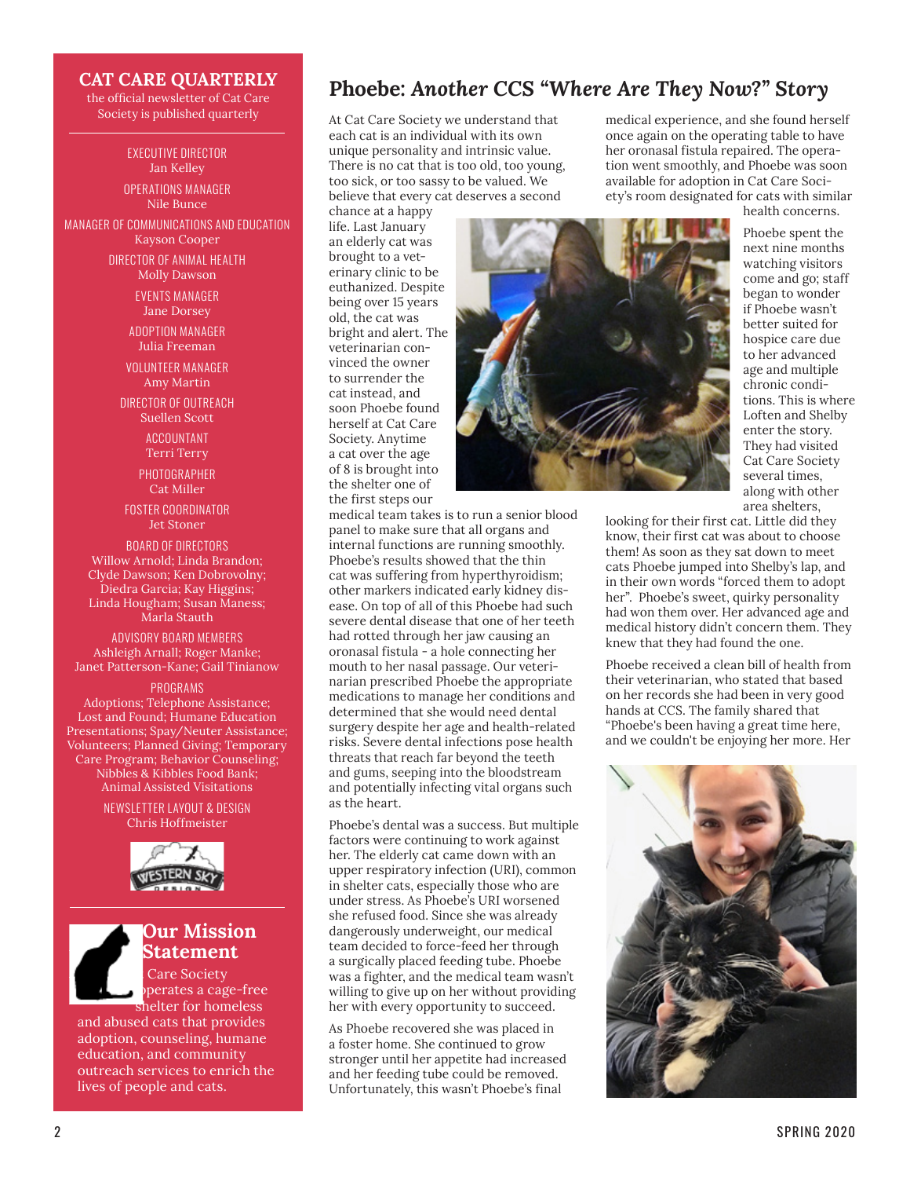## CAT CARE QUARTERLY

the official newsletter of Cat Care Society is published quarterly

EXECUTIVE DIRECTOR
Jan Kelley

OPERATIONS MANAGER
Nile Bunce

MANAGER OF COMMUNICATIONS AND EDUCATION
Kayson Cooper

DIRECTOR OF ANIMAL HEALTH
Molly Dawson

EVENTS MANAGER
Jane Dorsey

ADOPTION MANAGER
Julia Freeman

VOLUNTEER MANAGER
Amy Martin

DIRECTOR OF OUTREACH
Suellen Scott

ACCOUNTANT
Terri Terry

PHOTOGRAPHER
Cat Miller

FOSTER COORDINATOR
Jet Stoner

BOARD OF DIRECTORS
Willow Arnold; Linda Brandon; Clyde Dawson; Ken Dobrovolny; Diedra Garcia; Kay Higgins; Linda Hougham; Susan Maness; Marla Stauth

ADVISORY BOARD MEMBERS
Ashleigh Arnall; Roger Manke; Janet Patterson-Kane; Gail Tinianow

PROGRAMS
Adoptions; Telephone Assistance; Lost and Found; Humane Education Presentations; Spay/Neuter Assistance; Volunteers; Planned Giving; Temporary Care Program; Behavior Counseling; Nibbles & Kibbles Food Bank; Animal Assisted Visitations

NEWSLETTER LAYOUT & DESIGN
Chris Hoffmeister

### Our Mission Statement

Cat Care Society operates a cage-free shelter for homeless and abused cats that provides adoption, counseling, humane education, and community outreach services to enrich the lives of people and cats.

# Phoebe: *Another CCS "Where Are They Now?" Story*

At Cat Care Society we understand that each cat is an individual with its own unique personality and intrinsic value. There is no cat that is too old, too young, too sick, or too sassy to be valued. We believe that every cat deserves a second chance at a happy life. Last January an elderly cat was brought to a veterinary clinic to be euthanized. Despite being over 15 years old, the cat was bright and alert. The veterinarian convinced the owner to surrender the cat instead, and soon Phoebe found herself at Cat Care Society. Anytime a cat over the age of 8 is brought into the shelter one of the first steps our medical team takes is to run a senior blood panel to make sure that all organs and internal functions are running smoothly. Phoebe's results showed that the thin cat was suffering from hyperthyroidism; other markers indicated early kidney disease. On top of all of this Phoebe had such severe dental disease that one of her teeth had rotted through her jaw causing an oronasal fistula - a hole connecting her mouth to her nasal passage. Our veterinarian prescribed Phoebe the appropriate medications to manage her conditions and determined that she would need dental surgery despite her age and health-related risks. Severe dental infections pose health threats that reach far beyond the teeth and gums, seeping into the bloodstream and potentially infecting vital organs such as the heart.

Phoebe's dental was a success. But multiple factors were continuing to work against her. The elderly cat came down with an upper respiratory infection (URI), common in shelter cats, especially those who are under stress. As Phoebe's URI worsened she refused food. Since she was already dangerously underweight, our medical team decided to force-feed her through a surgically placed feeding tube. Phoebe was a fighter, and the medical team wasn't willing to give up on her without providing her with every opportunity to succeed.

As Phoebe recovered she was placed in a foster home. She continued to grow stronger until her appetite had increased and her feeding tube could be removed. Unfortunately, this wasn't Phoebe's final medical experience, and she found herself once again on the operating table to have her oronasal fistula repaired. The operation went smoothly, and Phoebe was soon available for adoption in Cat Care Society's room designated for cats with similar health concerns.

Phoebe spent the next nine months watching visitors come and go; staff began to wonder if Phoebe wasn't better suited for hospice care due to her advanced age and multiple chronic conditions. This is where Loften and Shelby enter the story. They had visited Cat Care Society several times, along with other area shelters, looking for their first cat. Little did they know, their first cat was about to choose them! As soon as they sat down to meet cats Phoebe jumped into Shelby's lap, and in their own words "forced them to adopt her". Phoebe's sweet, quirky personality had won them over. Her advanced age and medical history didn't concern them. They knew that they had found the one.

Phoebe received a clean bill of health from their veterinarian, who stated that based on her records she had been in very good hands at CCS. The family shared that "Phoebe's been having a great time here, and we couldn't be enjoying her more. Her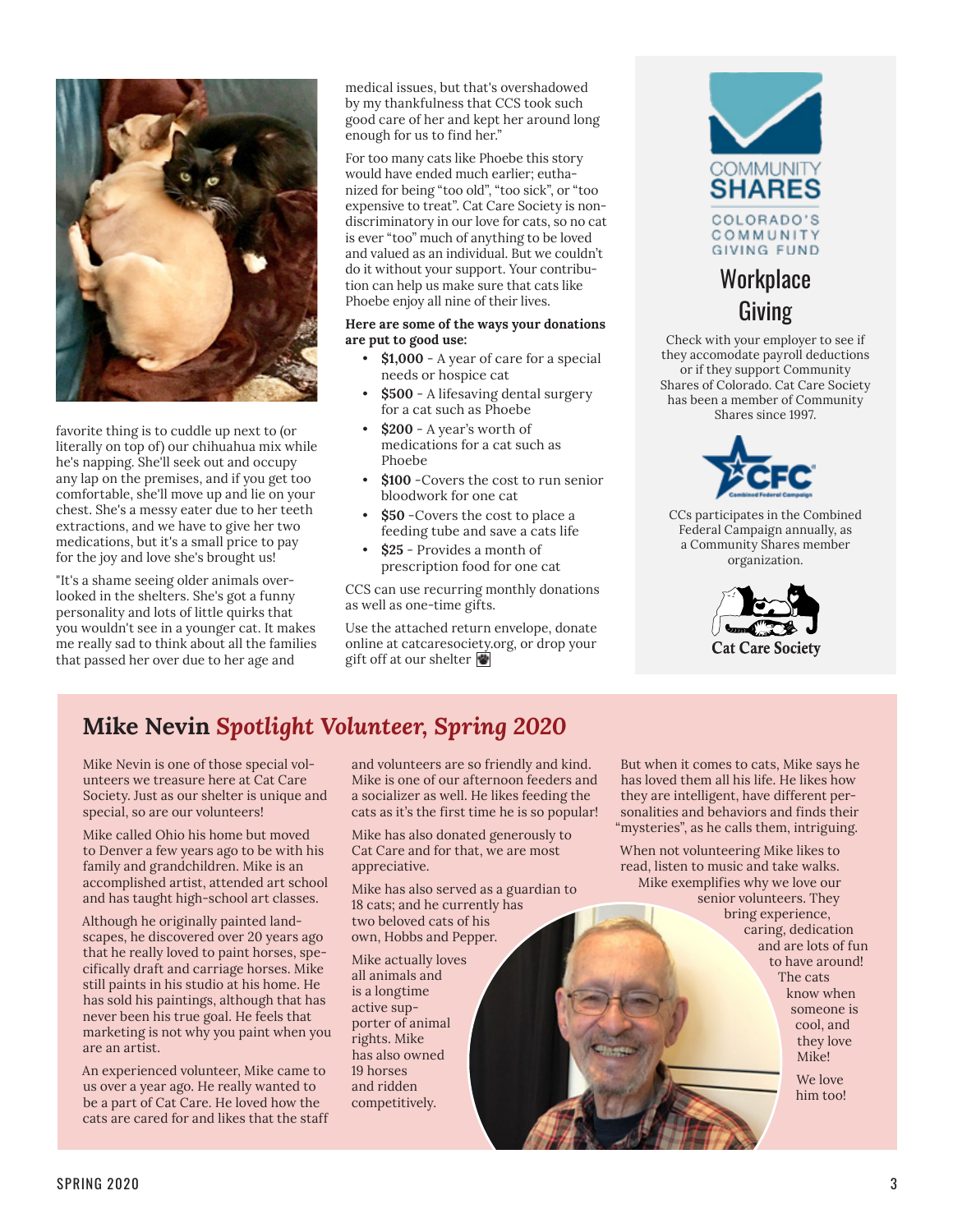favorite thing is to cuddle up next to (or literally on top of) our chihuahua mix while he's napping. She'll seek out and occupy any lap on the premises, and if you get too comfortable, she'll move up and lie on your chest. She's a messy eater due to her teeth extractions, and we have to give her two medications, but it's a small price to pay for the joy and love she's brought us!

"It's a shame seeing older animals overlooked in the shelters. She's got a funny personality and lots of little quirks that you wouldn't see in a younger cat. It makes me really sad to think about all the families that passed her over due to her age and medical issues, but that's overshadowed by my thankfulness that CCS took such good care of her and kept her around long enough for us to find her."

For too many cats like Phoebe this story would have ended much earlier; euthanized for being "too old", "too sick", or "too expensive to treat". Cat Care Society is non-discriminatory in our love for cats, so no cat is ever "too" much of anything to be loved and valued as an individual. But we couldn't do it without your support. Your contribution can help us make sure that cats like Phoebe enjoy all nine of their lives.

**Here are some of the ways your donations are put to good use:**

- **$1,000** - A year of care for a special needs or hospice cat
- **$500** - A lifesaving dental surgery for a cat such as Phoebe
- **$200** - A year's worth of medications for a cat such as Phoebe
- **$100** -Covers the cost to run senior bloodwork for one cat
- **$50** -Covers the cost to place a feeding tube and save a cats life
- **$25** - Provides a month of prescription food for one cat

CCS can use recurring monthly donations as well as one-time gifts.

Use the attached return envelope, donate online at catcaresociety.org, or drop your gift off at our shelter

COMMUNITY SHARES

COLORADO'S COMMUNITY GIVING FUND

## Workplace Giving

Check with your employer to see if they accomodate payroll deductions or if they support Community Shares of Colorado. Cat Care Society has been a member of Community Shares since 1997.

CCs participates in the Combined Federal Campaign annually, as a Community Shares member organization.

Cat Care Society

## Mike Nevin *Spotlight Volunteer, Spring 2020*

Mike Nevin is one of those special volunteers we treasure here at Cat Care Society. Just as our shelter is unique and special, so are our volunteers!

Mike called Ohio his home but moved to Denver a few years ago to be with his family and grandchildren. Mike is an accomplished artist, attended art school and has taught high-school art classes.

Although he originally painted landscapes, he discovered over 20 years ago that he really loved to paint horses, specifically draft and carriage horses. Mike still paints in his studio at his home. He has sold his paintings, although that has never been his true goal. He feels that marketing is not why you paint when you are an artist.

An experienced volunteer, Mike came to us over a year ago. He really wanted to be a part of Cat Care. He loved how the cats are cared for and likes that the staff and volunteers are so friendly and kind. Mike is one of our afternoon feeders and a socializer as well. He likes feeding the cats as it's the first time he is so popular!

Mike has also donated generously to Cat Care and for that, we are most appreciative.

Mike has also served as a guardian to 18 cats; and he currently has two beloved cats of his own, Hobbs and Pepper.

Mike actually loves all animals and is a longtime active supporter of animal rights. Mike has also owned 19 horses and ridden competitively.

But when it comes to cats, Mike says he has loved them all his life. He likes how they are intelligent, have different personalities and behaviors and finds their "mysteries", as he calls them, intriguing.

When not volunteering Mike likes to read, listen to music and take walks. Mike exemplifies why we love our senior volunteers. They bring experience, caring, dedication and are lots of fun to have around! The cats know when someone is cool, and they love Mike!

We love him too!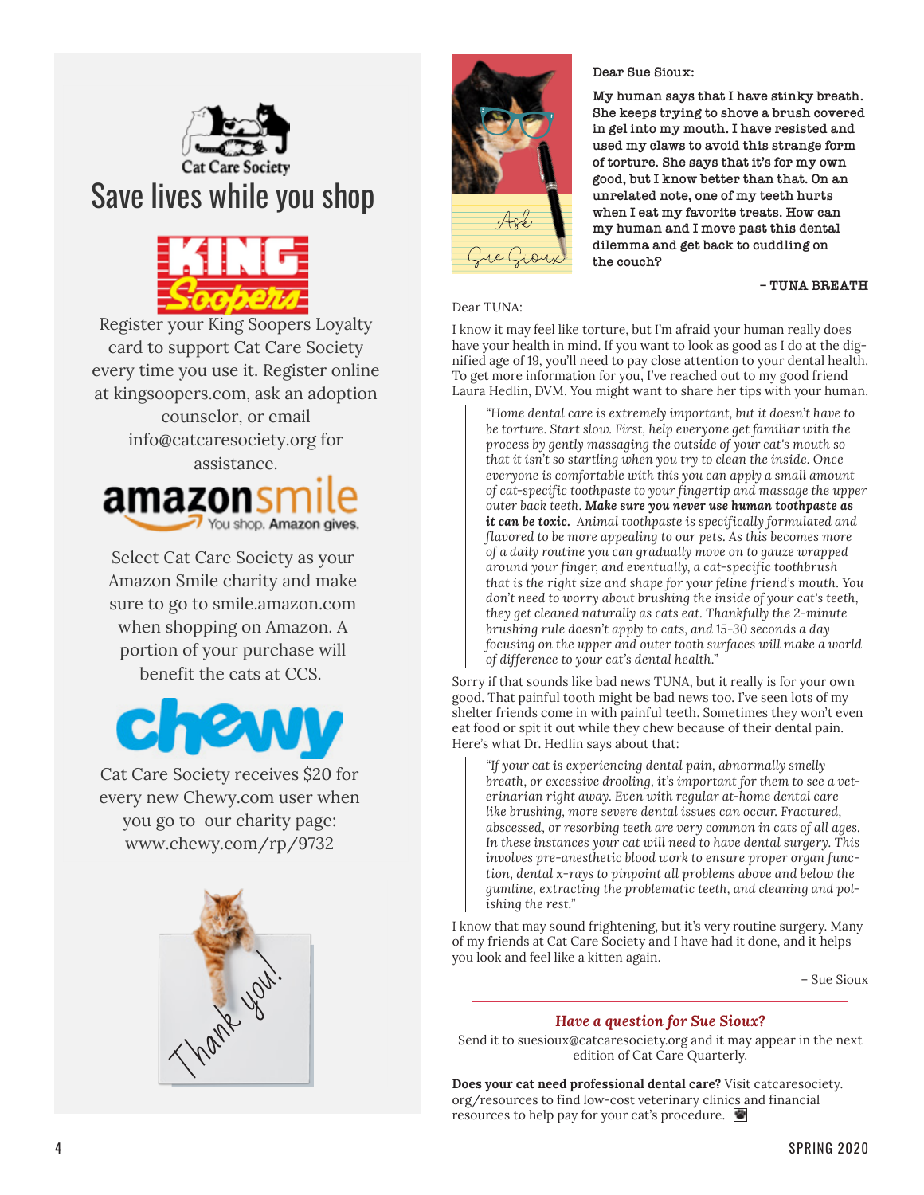Cat Care Society

# Save lives while you shop

KING Soopers

Register your King Soopers Loyalty card to support Cat Care Society every time you use it. Register online at kingsoopers.com, ask an adoption counselor, or email info@catcaresociety.org for assistance.

amazonsmile
You shop. Amazon gives.

Select Cat Care Society as your Amazon Smile charity and make sure to go to smile.amazon.com when shopping on Amazon. A portion of your purchase will benefit the cats at CCS.

chewy

Cat Care Society receives $20 for every new Chewy.com user when you go to our charity page: www.chewy.com/rp/9732

Thank you!

---

Ask Sue Sioux

Dear Sue Sioux:

My human says that I have stinky breath. She keeps trying to shove a brush covered in gel into my mouth. I have resisted and used my claws to avoid this strange form of torture. She says that it's for my own good, but I know better than that. On an unrelated note, one of my teeth hurts when I eat my favorite treats. How can my human and I move past this dental dilemma and get back to cuddling on the couch?

– TUNA BREATH

Dear TUNA:

I know it may feel like torture, but I'm afraid your human really does have your health in mind. If you want to look as good as I do at the dignified age of 19, you'll need to pay close attention to your dental health. To get more information for you, I've reached out to my good friend Laura Hedlin, DVM. You might want to share her tips with your human.

> *"Home dental care is extremely important, but it doesn't have to be torture. Start slow. First, help everyone get familiar with the process by gently massaging the outside of your cat's mouth so that it isn't so startling when you try to clean the inside. Once everyone is comfortable with this you can apply a small amount of cat-specific toothpaste to your fingertip and massage the upper outer back teeth.* ***Make sure you never use human toothpaste as it can be toxic.*** *Animal toothpaste is specifically formulated and flavored to be more appealing to our pets. As this becomes more of a daily routine you can gradually move on to gauze wrapped around your finger, and eventually, a cat-specific toothbrush that is the right size and shape for your feline friend's mouth. You don't need to worry about brushing the inside of your cat's teeth, they get cleaned naturally as cats eat. Thankfully the 2-minute brushing rule doesn't apply to cats, and 15-30 seconds a day focusing on the upper and outer tooth surfaces will make a world of difference to your cat's dental health."*

Sorry if that sounds like bad news TUNA, but it really is for your own good. That painful tooth might be bad news too. I've seen lots of my shelter friends come in with painful teeth. Sometimes they won't even eat food or spit it out while they chew because of their dental pain. Here's what Dr. Hedlin says about that:

> *"If your cat is experiencing dental pain, abnormally smelly breath, or excessive drooling, it's important for them to see a veterinarian right away. Even with regular at-home dental care like brushing, more severe dental issues can occur. Fractured, abscessed, or resorbing teeth are very common in cats of all ages. In these instances your cat will need to have dental surgery. This involves pre-anesthetic blood work to ensure proper organ function, dental x-rays to pinpoint all problems above and below the gumline, extracting the problematic teeth, and cleaning and polishing the rest."*

I know that may sound frightening, but it's very routine surgery. Many of my friends at Cat Care Society and I have had it done, and it helps you look and feel like a kitten again.

– Sue Sioux

---

***Have a question for Sue Sioux?***

Send it to suesioux@catcaresociety.org and it may appear in the next edition of Cat Care Quarterly.

**Does your cat need professional dental care?** Visit catcaresociety.org/resources to find low-cost veterinary clinics and financial resources to help pay for your cat's procedure.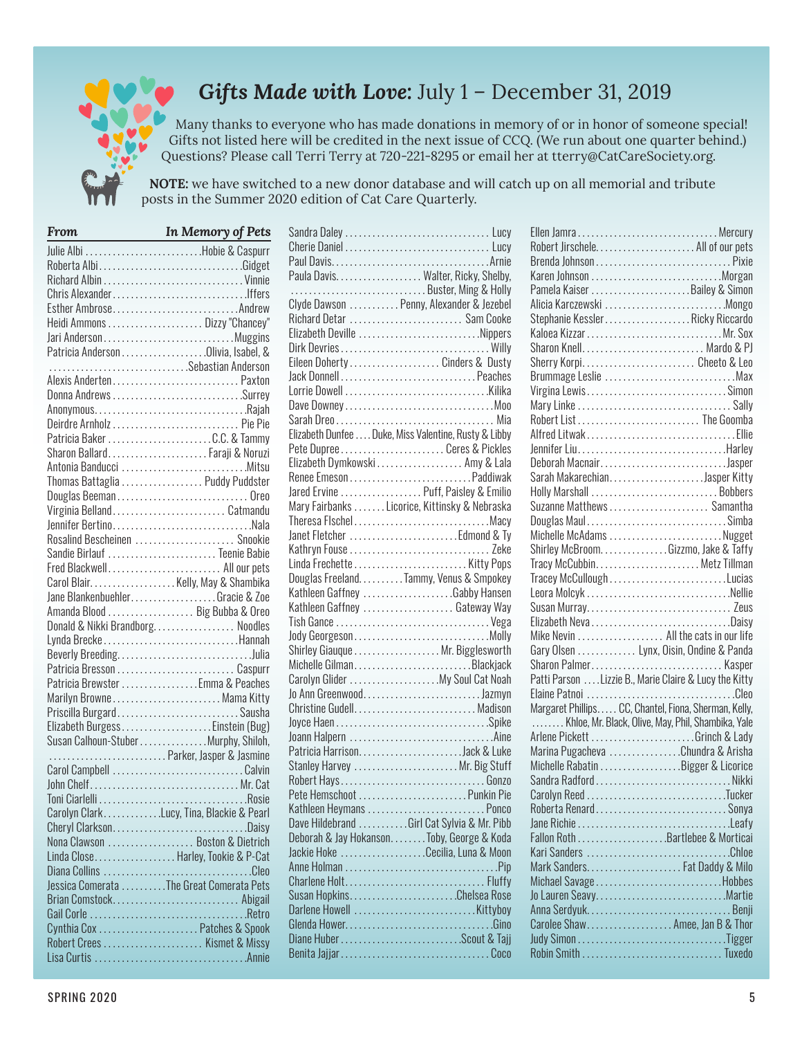# *Gifts Made with Love:* July 1 – December 31, 2019

Many thanks to everyone who has made donations in memory of or in honor of someone special! Gifts not listed here will be credited in the next issue of CCQ. (We run about one quarter behind.) Questions? Please call Terri Terry at 720-221-8295 or email her at tterry@CatCareSociety.org.

**NOTE:** we have switched to a new donor database and will catch up on all memorial and tribute posts in the Summer 2020 edition of Cat Care Quarterly.

| *From* | *In Memory of Pets* |
|---|---|
| Julie Albi | Hobie & Caspurr |
| Roberta Albi | Gidget |
| Richard Albin | Vinnie |
| Chris Alexander | Iffers |
| Esther Ambrose | Andrew |
| Heidi Ammons | Dizzy "Chancey" |
| Jari Anderson | Muggins |
| Patricia Anderson | Olivia, Isabel, & Sebastian Anderson |
| Alexis Anderten | Paxton |
| Donna Andrews | Surrey |
| Anonymous | Rajah |
| Deirdre Arnholz | Pie Pie |
| Patricia Baker | C.C. & Tammy |
| Sharon Ballard | Faraji & Noruzi |
| Antonia Banducci | Mitsu |
| Thomas Battaglia | Puddy Pudster |
| Douglas Beeman | Oreo |
| Virginia Belland | Catmandu |
| Jennifer Bertino | Nala |
| Rosalind Bescheinen | Snookie |
| Sandie Birlauf | Teenie Babie |
| Fred Blackwell | All our pets |
| Carol Blair | Kelly, May & Shambika |
| Jane Blankenbuehler | Gracie & Zoe |
| Amanda Blood | Big Bubba & Oreo |
| Donald & Nikki Brandborg | Noodles |
| Lynda Brecke | Hannah |
| Beverly Breeding | Julia |
| Patricia Bresson | Caspurr |
| Patricia Brewster | Emma & Peaches |
| Marilyn Browne | Mama Kitty |
| Priscilla Burgard | Sausha |
| Elizabeth Burgess | Einstein (Bug) |
| Susan Calhoun-Stuber | Murphy, Shiloh, Parker, Jasper & Jasmine |
| Carol Campbell | Calvin |
| John Chelf | Mr. Cat |
| Toni Ciarlelli | Rosie |
| Carolyn Clark | Lucy, Tina, Blackie & Pearl |
| Cheryl Clarkson | Daisy |
| Nona Clawson | Boston & Dietrich |
| Linda Close | Harley, Tookie & P-Cat |
| Diana Collins | Cleo |
| Jessica Comerata | The Great Comerata Pets |
| Brian Comstock | Abigail |
| Gail Corle | Retro |
| Cynthia Cox | Patches & Spook |
| Robert Crees | Kismet & Missy |
| Lisa Curtis | Annie |
| Sandra Daley | Lucy |
| Cherie Daniel | Lucy |
| Paul Davis | Arnie |
| Paula Davis | Walter, Ricky, Shelby, Buster, Ming & Holly |
| Clyde Dawson | Penny, Alexander & Jezebel |
| Richard Detar | Sam Cooke |
| Elizabeth Deville | Nippers |
| Dirk Devries | Willy |
| Eileen Doherty | Cinders & Dusty |
| Jack Donnell | Peaches |
| Lorrie Dowell | Kilika |
| Dave Downey | Moo |
| Sarah Dreo | Mia |
| Elizabeth Dunfee | Duke, Miss Valentine, Rusty & Libby |
| Pete Dupree | Ceres & Pickles |
| Elizabeth Dymkowski | Amy & Lala |
| Renee Emeson | Paddiwak |
| Jared Ervine | Puff, Paisley & Emilio |
| Mary Fairbanks | Licorice, Kittinsky & Nebraska |
| Theresa Flschel | Macy |
| Janet Fletcher | Edmond & Ty |
| Kathryn Fouse | Zeke |
| Linda Frechette | Kitty Pops |
| Douglas Freeland | Tammy, Venus & Smpokey |
| Kathleen Gaffney | Gabby Hansen |
| Kathleen Gaffney | Gateway Way |
| Tish Gance | Vega |
| Jody Georgeson | Molly |
| Shirley Giauque | Mr. Bigglesworth |
| Michelle Gilman | Blackjack |
| Carolyn Glider | My Soul Cat Noah |
| Jo Ann Greenwood | Jazmyn |
| Christine Gudell | Madison |
| Joyce Haen | Spike |
| Joann Halpern | Aine |
| Patricia Harrison | Jack & Luke |
| Stanley Harvey | Mr. Big Stuff |
| Robert Hays | Gonzo |
| Pete Hemschoot | Punkin Pie |
| Kathleen Heymans | Ponco |
| Dave Hildebrand | Girl Cat Sylvia & Mr. Pibb |
| Deborah & Jay Hokanson | Toby, George & Koda |
| Jackie Hoke | Cecilia, Luna & Moon |
| Anne Holman | Pip |
| Charlene Holt | Fluffy |
| Susan Hopkins | Chelsea Rose |
| Darlene Howell | Kittyboy |
| Glenda Hower | Gino |
| Diane Huber | Scout & Tajj |
| Benita Jajjar | Coco |
| Ellen Jamra | Mercury |
| Robert Jirschele | All of our pets |
| Brenda Johnson | Pixie |
| Karen Johnson | Morgan |
| Pamela Kaiser | Bailey & Simon |
| Alicia Karczewski | Mongo |
| Stephanie Kessler | Ricky Riccardo |
| Kaloea Kizzar | Mr. Sox |
| Sharon Knell | Mardo & PJ |
| Sherry Korpi | Cheeto & Leo |
| Brummage Leslie | Max |
| Virgina Lewis | Simon |
| Mary Linke | Sally |
| Robert List | The Goomba |
| Alfred Litwak | Ellie |
| Jennifer Liu | Harley |
| Deborah Macnair | Jasper |
| Sarah Makarechian | Jasper Kitty |
| Holly Marshall | Bobbers |
| Suzanne Matthews | Samantha |
| Douglas Maul | Simba |
| Michelle McAdams | Nugget |
| Shirley McBroom | Gizzmo, Jake & Taffy |
| Tracy McCubbin | Metz Tillman |
| Tracey McCullough | Lucias |
| Leora Molcyk | Nellie |
| Susan Murray | Zeus |
| Elizabeth Neva | Daisy |
| Mike Nevin | All the cats in our life |
| Gary Olsen | Lynx, Oisin, Ondine & Panda |
| Sharon Palmer | Kasper |
| Patti Parson | Lizzie B., Marie Claire & Lucy the Kitty |
| Elaine Patnoi | Cleo |
| Margaret Phillips | CC, Chantel, Fiona, Sherman, Kelly, Khloe, Mr. Black, Olive, May, Phil, Shambika, Yale |
| Arlene Pickett | Grinch & Lady |
| Marina Pugacheva | Chundra & Arisha |
| Michelle Rabatin | Bigger & Licorice |
| Sandra Radford | Nikki |
| Carolyn Reed | Tucker |
| Roberta Renard | Sonya |
| Jane Richie | Leafy |
| Fallon Roth | Bartlebee & Morticai |
| Kari Sanders | Chloe |
| Mark Sanders | Fat Daddy & Milo |
| Michael Savage | Hobbes |
| Jo Lauren Seavy | Martie |
| Anna Serdyuk | Benji |
| Carolee Shaw | Amee, Jan B & Thor |
| Judy Simon | Tigger |
| Robin Smith | Tuxedo |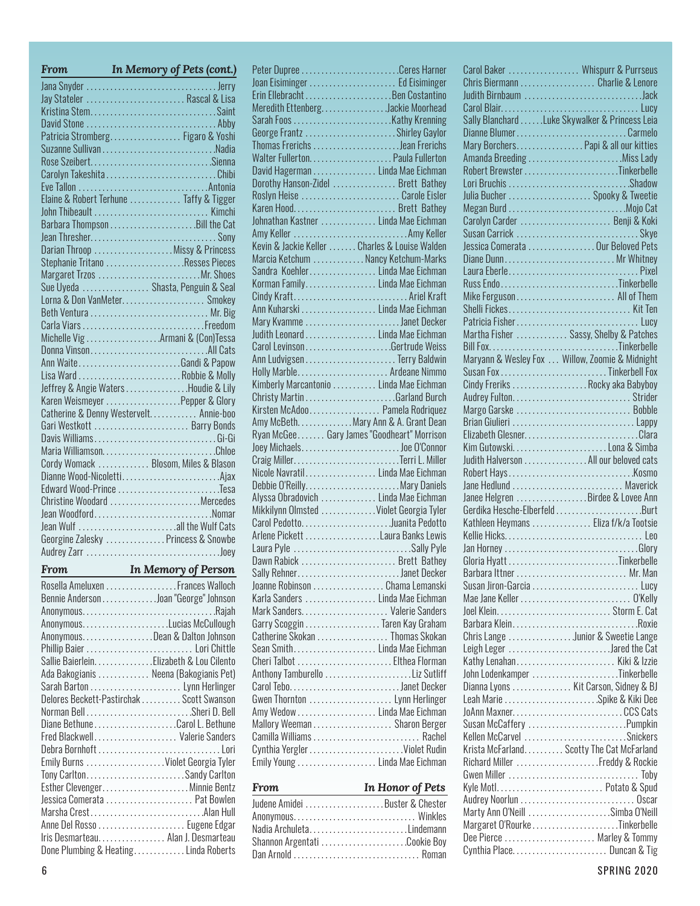| From | In Memory of Pets (cont.) |
|---|---|
| Jana Snyder | Jerry |
| Jay Stateler | Rascal & Lisa |
| Kristina Stem | Saint |
| David Stone | Abby |
| Patricia Stromberg | Figaro & Yoshi |
| Suzanne Sullivan | Nadia |
| Rose Szeibert | Sienna |
| Carolyn Takeshita | Chibi |
| Eve Tallon | Antonia |
| Elaine & Robert Terhune | Taffy & Tigger |
| John Thibeault | Kimchi |
| Barbara Thompson | Bill the Cat |
| Jean Thresher | Sony |
| Darian Throop | Missy & Princess |
| Stephanie Tritano | Resses Pieces |
| Margaret Trzos | Mr. Shoes |
| Sue Uyeda | Shasta, Penguin & Seal |
| Lorna & Don VanMeter | Smokey |
| Beth Ventura | Mr. Big |
| Carla Viars | Freedom |
| Michelle Vig | Armani & (Con)Tessa |
| Donna Vinson | All Cats |
| Ann Waite | Gandi & Papow |
| Lisa Ward | Robbie & Molly |
| Jeffrey & Angie Waters | Houdie & Lily |
| Karen Weismeyer | Pepper & Glory |
| Catherine & Denny Westervelt | Annie-boo |
| Gari Westkott | Barry Bonds |
| Davis Williams | Gi-Gi |
| Maria Williamson | Chloe |
| Cordy Womack | Blosom, Miles & Blason |
| Dianne Wood-Nicoletti | Ajax |
| Edward Wood-Prince | Tesa |
| Christine Woodard | Mercedes |
| Jean Woodford | Nomar |
| Jean Wulf | all the Wulf Cats |
| Georgine Zalesky | Princess & Snowbe |
| Audrey Zarr | Joey |

| From | In Memory of Person |
|---|---|
| Rosella Ameluxen | Frances Walloch |
| Bennie Anderson | Joan "George" Johnson |
| Anonymous | Rajah |
| Anonymous | Lucias McCullough |
| Anonymous | Dean & Dalton Johnson |
| Phillip Baier | Lori Chittle |
| Sallie Baierlein | Elizabeth & Lou Cilento |
| Ada Bakogianis | Neena (Bakogianis Pet) |
| Sarah Barton | Lynn Herlinger |
| Delores Beckett-Pastirchak | Scott Swanson |
| Norman Bell | Sheri D. Bell |
| Diane Bethune | Carol L. Bethune |
| Fred Blackwell | Valerie Sanders |
| Debra Bornhoft | Lori |
| Emily Burns | Violet Georgia Tyler |
| Tony Carlton | Sandy Carlton |
| Esther Clevenger | Minnie Bentz |
| Jessica Comerata | Pat Bowlen |
| Marsha Crest | Alan Hull |
| Anne Del Rosso | Eugene Edgar |
| Iris Desmarteau | Alan J. Desmarteau |
| Done Plumbing & Heating | Linda Roberts |
| Peter Dupree | Ceres Harner |
| Joan Eisiminger | Ed Eisiminger |
| Erin Ellebracht | Ben Costantino |
| Meredith Ettenberg | Jackie Moorhead |
| Sarah Foos | Kathy Krenning |
| George Frantz | Shirley Gaylor |
| Thomas Frerichs | Jean Frerichs |
| Walter Fullerton | Paula Fullerton |
| David Hagerman | Linda Mae Eichman |
| Dorothy Hanson-Zidel | Brett Bathey |
| Roslyn Heise | Carole Eisler |
| Karen Hood | Brett Bathey |
| Johnathan Kastner | Linda Mae Eichman |
| Amy Keller | Amy Keller |
| Kevin & Jackie Keller | Charles & Louise Walden |
| Marcia Ketchum | Nancy Ketchum-Marks |
| Sandra Koehler | Linda Mae Eichman |
| Korman Family | Linda Mae Eichman |
| Cindy Kraft | Ariel Kraft |
| Ann Kuharski | Linda Mae Eichman |
| Mary Kvamme | Janet Decker |
| Judith Leonard | Linda Mae Eichman |
| Carol Levinson | Gertrude Weiss |
| Ann Ludvigsen | Terry Baldwin |
| Holly Marble | Ardeane Nimmo |
| Kimberly Marcantonio | Linda Mae Eichman |
| Christy Martin | Garland Burch |
| Kirsten McAdoo | Pamela Rodriquez |
| Amy McBeth | Mary Ann & A. Grant Dean |
| Ryan McGee | Gary James "Goodheart" Morrison |
| Joey Michaels | Joe O'Connor |
| Craig Miller | Terri L. Miller |
| Nicole Navratil | Linda Mae Eichman |
| Debbie O'Reilly | Mary Daniels |
| Alyssa Obradovich | Linda Mae Eichman |
| Mikkilynn Olmsted | Violet Georgia Tyler |
| Carol Pedotto | Juanita Pedotto |
| Arlene Pickett | Laura Banks Lewis |
| Laura Pyle | Sally Pyle |
| Dawn Rabick | Brett Bathey |
| Sally Rehner | Janet Decker |
| Joanne Robinson | Chama Lemanski |
| Karla Sanders | Linda Mae Eichman |
| Mark Sanders | Valerie Sanders |
| Garry Scoggin | Taren Kay Graham |
| Catherine Skokan | Thomas Skokan |
| Sean Smith | Linda Mae Eichman |
| Cheri Talbot | Elthea Florman |
| Anthony Tamburello | Liz Sutliff |
| Carol Tebo | Janet Decker |
| Gwen Thornton | Lynn Herlinger |
| Amy Wedow | Linda Mae Eichman |
| Mallory Weeman | Sharon Berger |
| Camilla Williams | Rachel |
| Cynthia Yergler | Violet Rudin |
| Emily Young | Linda Mae Eichman |

| From | In Honor of Pets |
|---|---|
| Judene Amidei | Buster & Chester |
| Anonymous | Winkles |
| Nadia Archuleta | Lindemann |
| Shannon Argentati | Cookie Boy |
| Dan Arnold | Roman |
| Carol Baker | Whispurr & Purrseus |
| Chris Biermann | Charlie & Lenore |
| Judith Birnbaum | Jack |
| Carol Blair | Lucy |
| Sally Blanchard | Luke Skywalker & Princess Leia |
| Dianne Blumer | Carmelo |
| Mary Borchers | Papi & all our kitties |
| Amanda Breeding | Miss Lady |
| Robert Brewster | Tinkerbelle |
| Lori Bruchis | Shadow |
| Julia Bucher | Spooky & Tweetie |
| Megan Burd | Mojo Cat |
| Carolyn Carder | Benji & Koki |
| Susan Carrick | Skye |
| Jessica Comerata | Our Beloved Pets |
| Diane Dunn | Mr Whitney |
| Laura Eberle | Pixel |
| Russ Endo | Tinkerbelle |
| Mike Ferguson | All of Them |
| Shelli Fickes | Kit Ten |
| Patricia Fisher | Lucy |
| Martha Fisher | Sassy, Shelby & Patches |
| Bill Fox | Tinkerbelle |
| Maryann & Wesley Fox | Willow, Zoomie & Midnight |
| Susan Fox | Tinkerbell Fox |
| Cindy Freriks | Rocky aka Babyboy |
| Audrey Fulton | Strider |
| Margo Garske | Bobble |
| Brian Giulieri | Lappy |
| Elizabeth Glesner | Clara |
| Kim Gutowski | Lona & Simba |
| Judith Halverson | All our beloved cats |
| Robert Hays | Kosmo |
| Jane Hedlund | Maverick |
| Janee Helgren | Birdee & Lovee Ann |
| Gerdika Hesche-Elberfeld | Burt |
| Kathleen Heymans | Eliza f/k/a Tootsie |
| Kellie Hicks | Leo |
| Jan Horney | Glory |
| Gloria Hyatt | Tinkerbelle |
| Barbara Ittner | Mr. Man |
| Susan Jiron-Garcia | Lucy |
| Mae Jane Keller | O'Kelly |
| Joel Klein | Storm E. Cat |
| Barbara Klein | Roxie |
| Chris Lange | Junior & Sweetie Lange |
| Leigh Leger | Jared the Cat |
| Kathy Lenahan | Kiki & Izzie |
| John Lodenkamper | Tinkerbelle |
| Dianna Lyons | Kit Carson, Sidney & BJ |
| Leah Marie | Spike & Kiki Dee |
| JoAnn Maxner | CCS Cats |
| Susan McCaffery | Pumpkin |
| Kellen McCarvel | Snickers |
| Krista McFarland | Scotty The Cat McFarland |
| Richard Miller | Freddy & Rockie |
| Gwen Miller | Toby |
| Kyle Motl | Potato & Spud |
| Audrey Noorlun | Oscar |
| Marty Ann O'Neill | Simba O'Neill |
| Margaret O'Rourke | Tinkerbelle |
| Dee Pierce | Marley & Tommy |
| Cynthia Place | Duncan & Tig |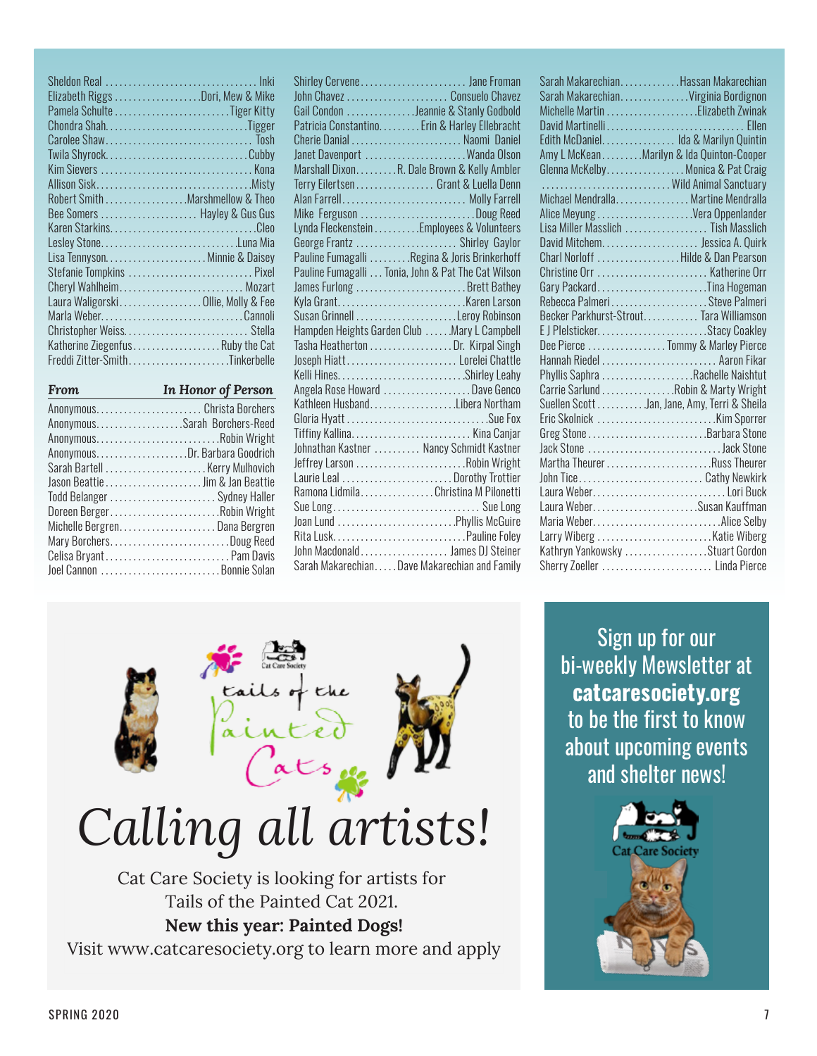| | |
|---|---|
| Sheldon Real | Inki |
| Elizabeth Riggs | Dori, Mew & Mike |
| Pamela Schulte | Tiger Kitty |
| Chondra Shah | Tigger |
| Carolee Shaw | Tosh |
| Twila Shyrock | Cubby |
| Kim Sievers | Kona |
| Allison Sisk | Misty |
| Robert Smith | Marshmellow & Theo |
| Bee Somers | Hayley & Gus Gus |
| Karen Starkins | Cleo |
| Lesley Stone | Luna Mia |
| Lisa Tennyson | Minnie & Daisey |
| Stefanie Tompkins | Pixel |
| Cheryl Wahlheim | Mozart |
| Laura Waligorski | Ollie, Molly & Fee |
| Marla Weber | Cannoli |
| Christopher Weiss | Stella |
| Katherine Ziegenfus | Ruby the Cat |
| Freddi Zitter-Smith | Tinkerbelle |

| *From* | *In Honor of Person* |
|---|---|
| Anonymous | Christa Borchers |
| Anonymous | Sarah Borchers-Reed |
| Anonymous | Robin Wright |
| Anonymous | Dr. Barbara Goodrich |
| Sarah Bartell | Kerry Mulhovich |
| Jason Beattie | Jim & Jan Beattie |
| Todd Belanger | Sydney Haller |
| Doreen Berger | Robin Wright |
| Michelle Bergren | Dana Bergren |
| Mary Borchers | Doug Reed |
| Celisa Bryant | Pam Davis |
| Joel Cannon | Bonnie Solan |
| Shirley Cervene | Jane Froman |
| John Chavez | Consuelo Chavez |
| Gail Condon | Jeannie & Stanly Godbold |
| Patricia Constantino | Erin & Harley Ellebracht |
| Cherie Danial | Naomi Daniel |
| Janet Davenport | Wanda Olson |
| Marshall Dixon | R. Dale Brown & Kelly Ambler |
| Terry Eilertsen | Grant & Luella Denn |
| Alan Farrell | Molly Farrell |
| Mike Ferguson | Doug Reed |
| Lynda Fleckenstein | Employees & Volunteers |
| George Frantz | Shirley Gaylor |
| Pauline Fumagalli | Regina & Joris Brinkerhoff |
| Pauline Fumagalli | Tonia, John & Pat The Cat Wilson |
| James Furlong | Brett Bathey |
| Kyla Grant | Karen Larson |
| Susan Grinnell | Leroy Robinson |
| Hampden Heights Garden Club | Mary L Campbell |
| Tasha Heatherton | Dr. Kirpal Singh |
| Joseph Hiatt | Lorelei Chattle |
| Kelli Hines | Shirley Leahy |
| Angela Rose Howard | Dave Genco |
| Kathleen Husband | Libera Northam |
| Gloria Hyatt | Sue Fox |
| Tiffiny Kallina | Kina Canjar |
| Johnathan Kastner | Nancy Schmidt Kastner |
| Jeffrey Larson | Robin Wright |
| Laurie Leal | Dorothy Trottier |
| Ramona Lidmila | Christina M Pilonetti |
| Sue Long | Sue Long |
| Joan Lund | Phyllis McGuire |
| Rita Lusk | Pauline Foley |
| John Macdonald | James DJ Steiner |
| Sarah Makarechian | Dave Makarechian and Family |
| Sarah Makarechian | Hassan Makarechian |
| Sarah Makarechian | Virginia Bordignon |
| Michelle Martin | Elizabeth Zwinak |
| David Martinelli | Ellen |
| Edith McDaniel | Ida & Marilyn Quintin |
| Amy L McKean | Marilyn & Ida Quinton-Cooper |
| Glenna McKelby | Monica & Pat Craig |
| | Wild Animal Sanctuary |
| Michael Mendralla | Martine Mendralla |
| Alice Meyung | Vera Oppenlander |
| Lisa Miller Masslich | Tish Masslich |
| David Mitchem | Jessica A. Quirk |
| Charl Norloff | Hilde & Dan Pearson |
| Christine Orr | Katherine Orr |
| Gary Packard | Tina Hogeman |
| Rebecca Palmeri | Steve Palmeri |
| Becker Parkhurst-Strout | Tara Williamson |
| E J Plelsticker | Stacy Coakley |
| Dee Pierce | Tommy & Marley Pierce |
| Hannah Riedel | Aaron Fikar |
| Phyllis Saphra | Rachelle Naishtut |
| Carrie Sarlund | Robin & Marty Wright |
| Suellen Scott | Jan, Jane, Amy, Terri & Sheila |
| Eric Skolnick | Kim Sporrer |
| Greg Stone | Barbara Stone |
| Jack Stone | Jack Stone |
| Martha Theurer | Russ Theurer |
| John Tice | Cathy Newkirk |
| Laura Weber | Lori Buck |
| Laura Weber | Susan Kauffman |
| Maria Weber | Alice Selby |
| Larry Wiberg | Katie Wiberg |
| Kathryn Yankowsky | Stuart Gordon |
| Sherry Zoeller | Linda Pierce |

Cat Care Society

tails of the Painted Cats

# *Calling all artists!*

Cat Care Society is looking for artists for Tails of the Painted Cat 2021.

**New this year: Painted Dogs!**

Visit www.catcaresociety.org to learn more and apply

Sign up for our bi-weekly Newsletter at **catcaresociety.org** to be the first to know about upcoming events and shelter news!

Cat Care Society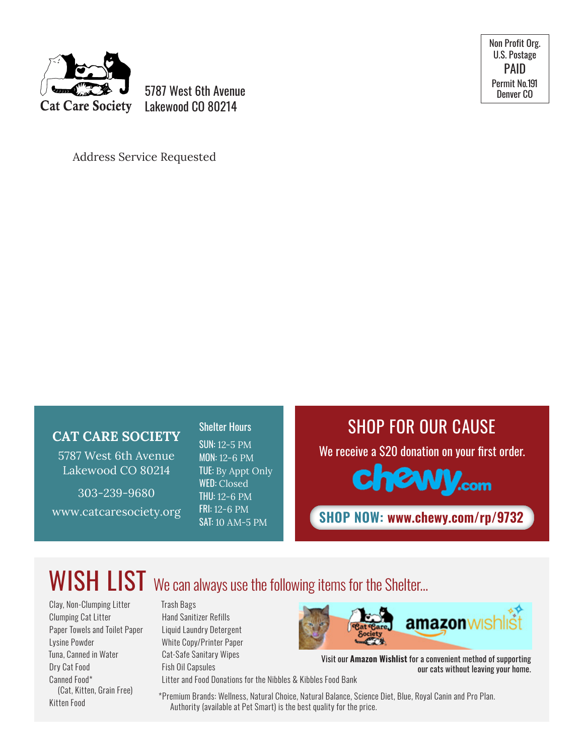Cat Care Society

5787 West 6th Avenue
Lakewood CO 80214

Non Profit Org.
U.S. Postage
PAID
Permit No.191
Denver CO

Address Service Requested

## CAT CARE SOCIETY

5787 West 6th Avenue
Lakewood CO 80214

303-239-9680

www.catcaresociety.org

**Shelter Hours**

- SUN: 12-5 PM
- MON: 12-6 PM
- TUE: By Appt Only
- WED: Closed
- THU: 12-6 PM
- FRI: 12-6 PM
- SAT: 10 AM-5 PM

## SHOP FOR OUR CAUSE

We receive a $20 donation on your first order.

chewy.com

**SHOP NOW: www.chewy.com/rp/9732**

## WISH LIST We can always use the following items for the Shelter...

- Clay, Non-Clumping Litter
- Clumping Cat Litter
- Paper Towels and Toilet Paper
- Lysine Powder
- Tuna, Canned in Water
- Dry Cat Food
- Canned Food*
  (Cat, Kitten, Grain Free)
- Kitten Food
- Trash Bags
- Hand Sanitizer Refills
- Liquid Laundry Detergent
- White Copy/Printer Paper
- Cat-Safe Sanitary Wipes
- Fish Oil Capsules
- Litter and Food Donations for the Nibbles & Kibbles Food Bank

Cat Care Society amazon wishlist

Visit our **Amazon Wishlist** for a convenient method of supporting our cats without leaving your home.

*Premium Brands: Wellness, Natural Choice, Natural Balance, Science Diet, Blue, Royal Canin and Pro Plan. Authority (available at Pet Smart) is the best quality for the price.